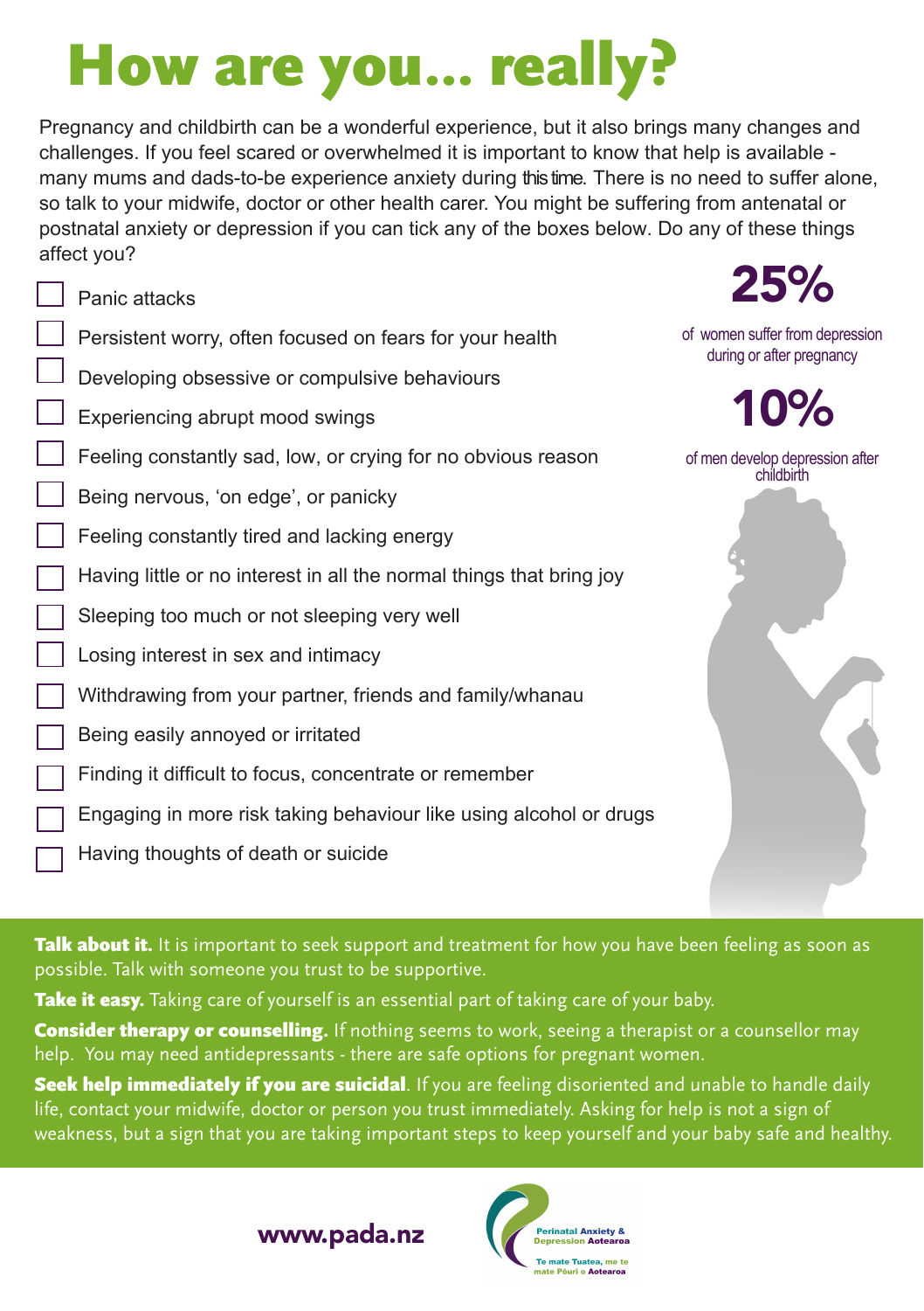# How are you… really?

Pregnancy and childbirth can be a wonderful experience, but it also brings many changes and challenges. If you feel scared or overwhelmed it is important to know that help is available - many mums and dads-to-be experience anxiety during this time. There is no need to suffer alone, so talk to your midwife, doctor or other health carer. You might be suffering from antenatal or postnatal anxiety or depression if you can tick any of the boxes below. Do any of these things affect you?

- [ ] Panic attacks
- [ ] Persistent worry, often focused on fears for your health
- [ ] Developing obsessive or compulsive behaviours
- [ ] Experiencing abrupt mood swings
- [ ] Feeling constantly sad, low, or crying for no obvious reason
- [ ] Being nervous, 'on edge', or panicky
- [ ] Feeling constantly tired and lacking energy
- [ ] Having little or no interest in all the normal things that bring joy
- [ ] Sleeping too much or not sleeping very well
- [ ] Losing interest in sex and intimacy
- [ ] Withdrawing from your partner, friends and family/whanau
- [ ] Being easily annoyed or irritated
- [ ] Finding it difficult to focus, concentrate or remember
- [ ] Engaging in more risk taking behaviour like using alcohol or drugs
- [ ] Having thoughts of death or suicide

**25%**

of women suffer from depression during or after pregnancy

**10%**

of men develop depression after childbirth

**Talk about it.** It is important to seek support and treatment for how you have been feeling as soon as possible. Talk with someone you trust to be supportive.

**Take it easy.** Taking care of yourself is an essential part of taking care of your baby.

**Consider therapy or counselling.** If nothing seems to work, seeing a therapist or a counsellor may help. You may need antidepressants - there are safe options for pregnant women.

**Seek help immediately if you are suicidal**. If you are feeling disoriented and unable to handle daily life, contact your midwife, doctor or person you trust immediately. Asking for help is not a sign of weakness, but a sign that you are taking important steps to keep yourself and your baby safe and healthy.

**www.pada.nz**

Perinatal Anxiety & Depression Aotearoa

Te mate Tuatea, me te mate Pōuri o Aotearoa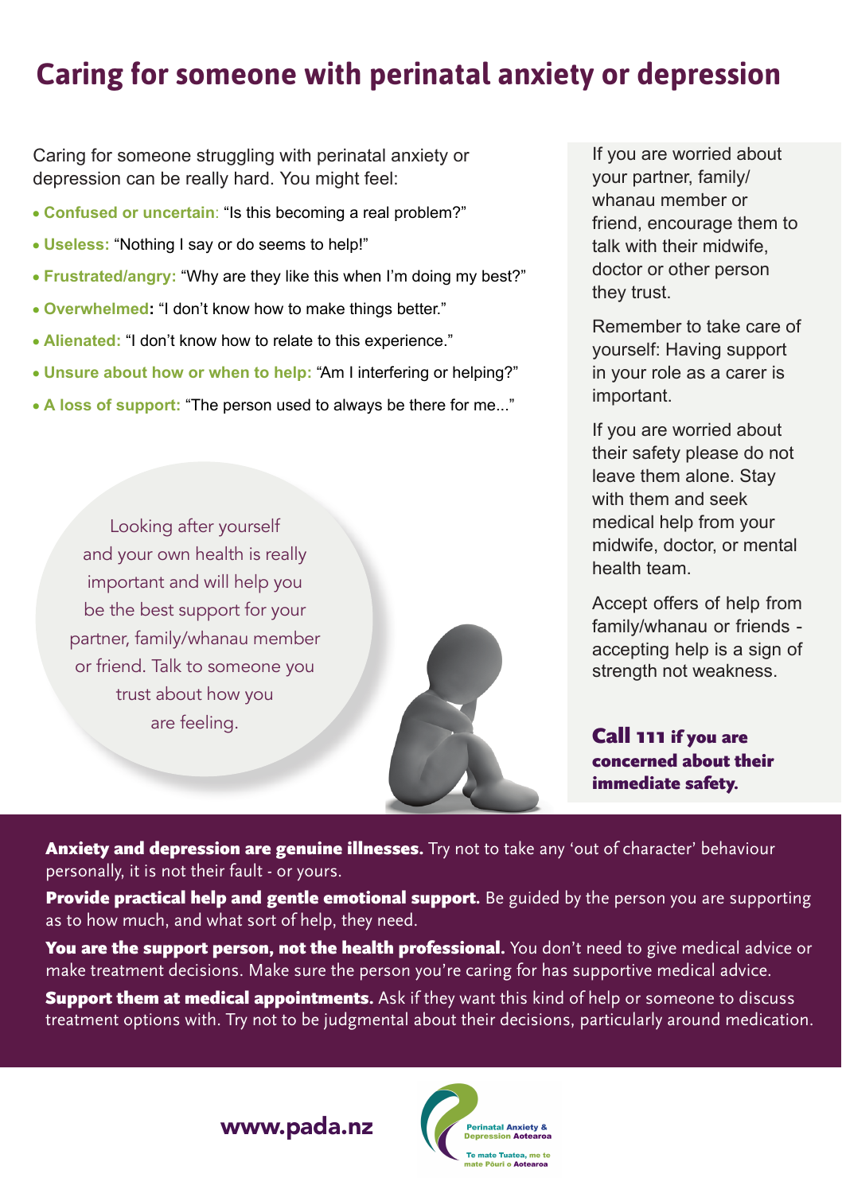# Caring for someone with perinatal anxiety or depression

Caring for someone struggling with perinatal anxiety or depression can be really hard. You might feel:

- **Confused or uncertain**: "Is this becoming a real problem?"
- **Useless:** "Nothing I say or do seems to help!"
- **Frustrated/angry:** "Why are they like this when I'm doing my best?"
- **Overwhelmed:** "I don't know how to make things better."
- **Alienated:** "I don't know how to relate to this experience."
- **Unsure about how or when to help:** "Am I interfering or helping?"
- **A loss of support:** "The person used to always be there for me..."

Looking after yourself and your own health is really important and will help you be the best support for your partner, family/whanau member or friend. Talk to someone you trust about how you are feeling.

If you are worried about your partner, family/whanau member or friend, encourage them to talk with their midwife, doctor or other person they trust.

Remember to take care of yourself: Having support in your role as a carer is important.

If you are worried about their safety please do not leave them alone. Stay with them and seek medical help from your midwife, doctor, or mental health team.

Accept offers of help from family/whanau or friends - accepting help is a sign of strength not weakness.

**Call 111 if you are concerned about their immediate safety.**

**Anxiety and depression are genuine illnesses.** Try not to take any 'out of character' behaviour personally, it is not their fault - or yours.

**Provide practical help and gentle emotional support.** Be guided by the person you are supporting as to how much, and what sort of help, they need.

**You are the support person, not the health professional.** You don't need to give medical advice or make treatment decisions. Make sure the person you're caring for has supportive medical advice.

**Support them at medical appointments.** Ask if they want this kind of help or someone to discuss treatment options with. Try not to be judgmental about their decisions, particularly around medication.

**www.pada.nz**

Perinatal Anxiety & Depression Aotearoa

Te mate Tuatea, me te mate Pōuri o Aotearoa